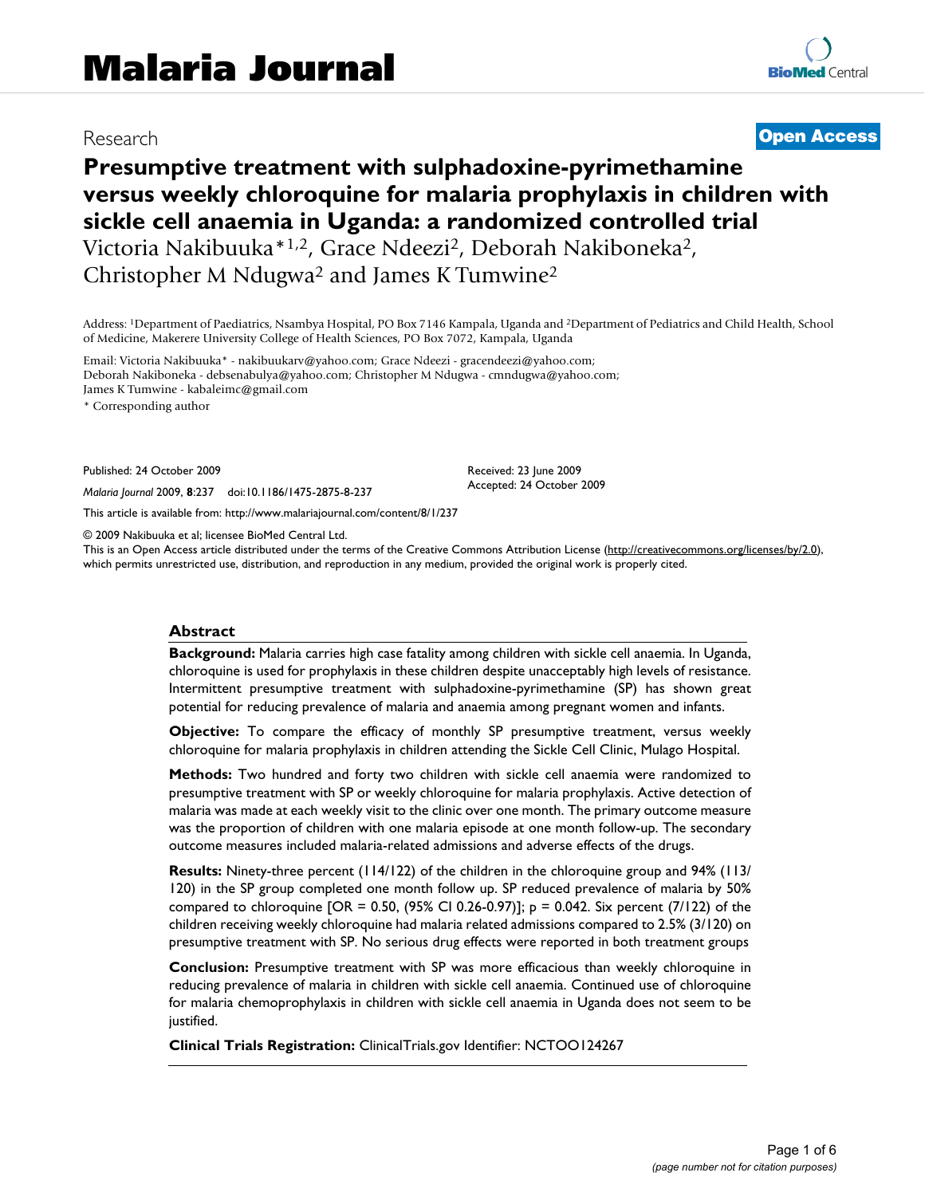# Malaria Journal

Research **Open Access**

# Presumptive treatment with sulphadoxine-pyrimethamine versus weekly chloroquine for malaria prophylaxis in children with sickle cell anaemia in Uganda: a randomized controlled trial

Victoria Nakibuuka*[1,2], Grace Ndeezi[2], Deborah Nakiboneka[2], Christopher M Ndugwa[2] and James K Tumwine[2]

Address: [1]Department of Paediatrics, Nsambya Hospital, PO Box 7146 Kampala, Uganda and [2]Department of Pediatrics and Child Health, School of Medicine, Makerere University College of Health Sciences, PO Box 7072, Kampala, Uganda

Email: Victoria Nakibuuka* - nakibuukarv@yahoo.com; Grace Ndeezi - gracendeezi@yahoo.com; Deborah Nakiboneka - debsenabulya@yahoo.com; Christopher M Ndugwa - cmndugwa@yahoo.com; James K Tumwine - kabaleimc@gmail.com

\* Corresponding author

Published: 24 October 2009

*Malaria Journal* 2009, **8**:237 doi:10.1186/1475-2875-8-237

Received: 23 June 2009
Accepted: 24 October 2009

This article is available from: http://www.malariajournal.com/content/8/1/237

© 2009 Nakibuuka et al; licensee BioMed Central Ltd.
This is an Open Access article distributed under the terms of the Creative Commons Attribution License (http://creativecommons.org/licenses/by/2.0), which permits unrestricted use, distribution, and reproduction in any medium, provided the original work is properly cited.

## Abstract

**Background:** Malaria carries high case fatality among children with sickle cell anaemia. In Uganda, chloroquine is used for prophylaxis in these children despite unacceptably high levels of resistance. Intermittent presumptive treatment with sulphadoxine-pyrimethamine (SP) has shown great potential for reducing prevalence of malaria and anaemia among pregnant women and infants.

**Objective:** To compare the efficacy of monthly SP presumptive treatment, versus weekly chloroquine for malaria prophylaxis in children attending the Sickle Cell Clinic, Mulago Hospital.

**Methods:** Two hundred and forty two children with sickle cell anaemia were randomized to presumptive treatment with SP or weekly chloroquine for malaria prophylaxis. Active detection of malaria was made at each weekly visit to the clinic over one month. The primary outcome measure was the proportion of children with one malaria episode at one month follow-up. The secondary outcome measures included malaria-related admissions and adverse effects of the drugs.

**Results:** Ninety-three percent (114/122) of the children in the chloroquine group and 94% (113/120) in the SP group completed one month follow up. SP reduced prevalence of malaria by 50% compared to chloroquine [OR = 0.50, (95% CI 0.26-0.97)]; p = 0.042. Six percent (7/122) of the children receiving weekly chloroquine had malaria related admissions compared to 2.5% (3/120) on presumptive treatment with SP. No serious drug effects were reported in both treatment groups

**Conclusion:** Presumptive treatment with SP was more efficacious than weekly chloroquine in reducing prevalence of malaria in children with sickle cell anaemia. Continued use of chloroquine for malaria chemoprophylaxis in children with sickle cell anaemia in Uganda does not seem to be justified.

**Clinical Trials Registration:** ClinicalTrials.gov Identifier: NCTOO124267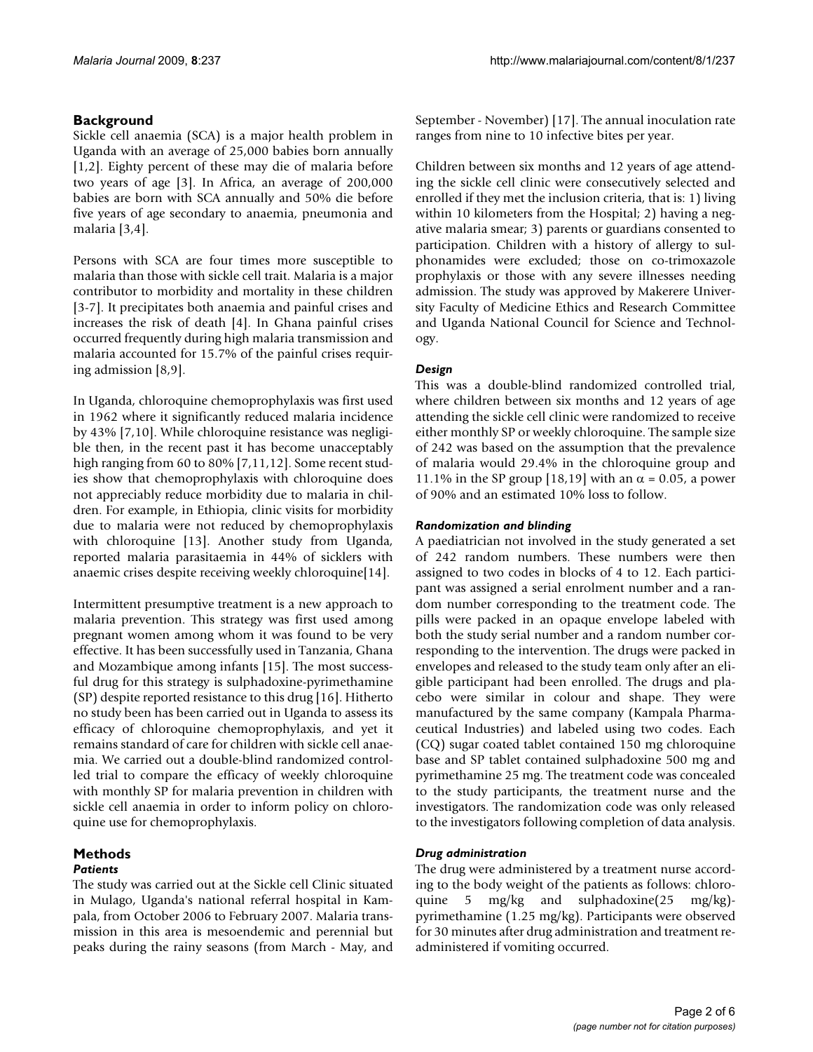## Background

Sickle cell anaemia (SCA) is a major health problem in Uganda with an average of 25,000 babies born annually [1,2]. Eighty percent of these may die of malaria before two years of age [3]. In Africa, an average of 200,000 babies are born with SCA annually and 50% die before five years of age secondary to anaemia, pneumonia and malaria [3,4].

Persons with SCA are four times more susceptible to malaria than those with sickle cell trait. Malaria is a major contributor to morbidity and mortality in these children [3-7]. It precipitates both anaemia and painful crises and increases the risk of death [4]. In Ghana painful crises occurred frequently during high malaria transmission and malaria accounted for 15.7% of the painful crises requiring admission [8,9].

In Uganda, chloroquine chemoprophylaxis was first used in 1962 where it significantly reduced malaria incidence by 43% [7,10]. While chloroquine resistance was negligible then, in the recent past it has become unacceptably high ranging from 60 to 80% [7,11,12]. Some recent studies show that chemoprophylaxis with chloroquine does not appreciably reduce morbidity due to malaria in children. For example, in Ethiopia, clinic visits for morbidity due to malaria were not reduced by chemoprophylaxis with chloroquine [13]. Another study from Uganda, reported malaria parasitaemia in 44% of sicklers with anaemic crises despite receiving weekly chloroquine[14].

Intermittent presumptive treatment is a new approach to malaria prevention. This strategy was first used among pregnant women among whom it was found to be very effective. It has been successfully used in Tanzania, Ghana and Mozambique among infants [15]. The most successful drug for this strategy is sulphadoxine-pyrimethamine (SP) despite reported resistance to this drug [16]. Hitherto no study been has been carried out in Uganda to assess its efficacy of chloroquine chemoprophylaxis, and yet it remains standard of care for children with sickle cell anaemia. We carried out a double-blind randomized controlled trial to compare the efficacy of weekly chloroquine with monthly SP for malaria prevention in children with sickle cell anaemia in order to inform policy on chloroquine use for chemoprophylaxis.

## Methods

### *Patients*

The study was carried out at the Sickle cell Clinic situated in Mulago, Uganda's national referral hospital in Kampala, from October 2006 to February 2007. Malaria transmission in this area is mesoendemic and perennial but peaks during the rainy seasons (from March - May, and September - November) [17]. The annual inoculation rate ranges from nine to 10 infective bites per year.

Children between six months and 12 years of age attending the sickle cell clinic were consecutively selected and enrolled if they met the inclusion criteria, that is: 1) living within 10 kilometers from the Hospital; 2) having a negative malaria smear; 3) parents or guardians consented to participation. Children with a history of allergy to sulphonamides were excluded; those on co-trimoxazole prophylaxis or those with any severe illnesses needing admission. The study was approved by Makerere University Faculty of Medicine Ethics and Research Committee and Uganda National Council for Science and Technology.

### *Design*

This was a double-blind randomized controlled trial, where children between six months and 12 years of age attending the sickle cell clinic were randomized to receive either monthly SP or weekly chloroquine. The sample size of 242 was based on the assumption that the prevalence of malaria would 29.4% in the chloroquine group and 11.1% in the SP group [18,19] with an $\alpha = 0.05$, a power of 90% and an estimated 10% loss to follow.

### *Randomization and blinding*

A paediatrician not involved in the study generated a set of 242 random numbers. These numbers were then assigned to two codes in blocks of 4 to 12. Each participant was assigned a serial enrolment number and a random number corresponding to the treatment code. The pills were packed in an opaque envelope labeled with both the study serial number and a random number corresponding to the intervention. The drugs were packed in envelopes and released to the study team only after an eligible participant had been enrolled. The drugs and placebo were similar in colour and shape. They were manufactured by the same company (Kampala Pharmaceutical Industries) and labeled using two codes. Each (CQ) sugar coated tablet contained 150 mg chloroquine base and SP tablet contained sulphadoxine 500 mg and pyrimethamine 25 mg. The treatment code was concealed to the study participants, the treatment nurse and the investigators. The randomization code was only released to the investigators following completion of data analysis.

### *Drug administration*

The drug were administered by a treatment nurse according to the body weight of the patients as follows: chloroquine 5 mg/kg and sulphadoxine(25 mg/kg)-pyrimethamine (1.25 mg/kg). Participants were observed for 30 minutes after drug administration and treatment re-administered if vomiting occurred.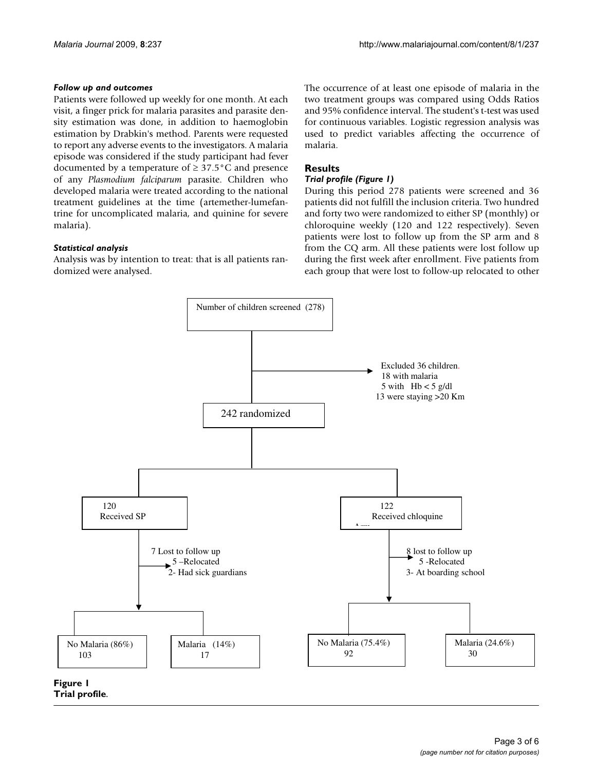### *Follow up and outcomes*

Patients were followed up weekly for one month. At each visit, a finger prick for malaria parasites and parasite density estimation was done, in addition to haemoglobin estimation by Drabkin's method. Parents were requested to report any adverse events to the investigators. A malaria episode was considered if the study participant had fever documented by a temperature of ≥ 37.5°C and presence of any *Plasmodium falciparum* parasite. Children who developed malaria were treated according to the national treatment guidelines at the time (artemether-lumefantrine for uncomplicated malaria, and quinine for severe malaria).

### *Statistical analysis*

Analysis was by intention to treat: that is all patients randomized were analysed.

The occurrence of at least one episode of malaria in the two treatment groups was compared using Odds Ratios and 95% confidence interval. The student's t-test was used for continuous variables. Logistic regression analysis was used to predict variables affecting the occurrence of malaria.

## Results

### *Trial profile (Figure 1)*

During this period 278 patients were screened and 36 patients did not fulfill the inclusion criteria. Two hundred and forty two were randomized to either SP (monthly) or chloroquine weekly (120 and 122 respectively). Seven patients were lost to follow up from the SP arm and 8 from the CQ arm. All these patients were lost follow up during the first week after enrollment. Five patients from each group that were lost to follow-up relocated to other

Number of children screened (278)

Excluded 36 children.
18 with malaria
5 with Hb < 5 g/dl
13 were staying >20 Km

242 randomized

120
Received SP

7 Lost to follow up
5 –Relocated
2- Had sick guardians

No Malaria (86%)
103

Malaria (14%)
17

122
Received chloquine

8 lost to follow up
5 -Relocated
3- At boarding school

No Malaria (75.4%)
92

Malaria (24.6%)
30

**Figure 1**
**Trial profile.**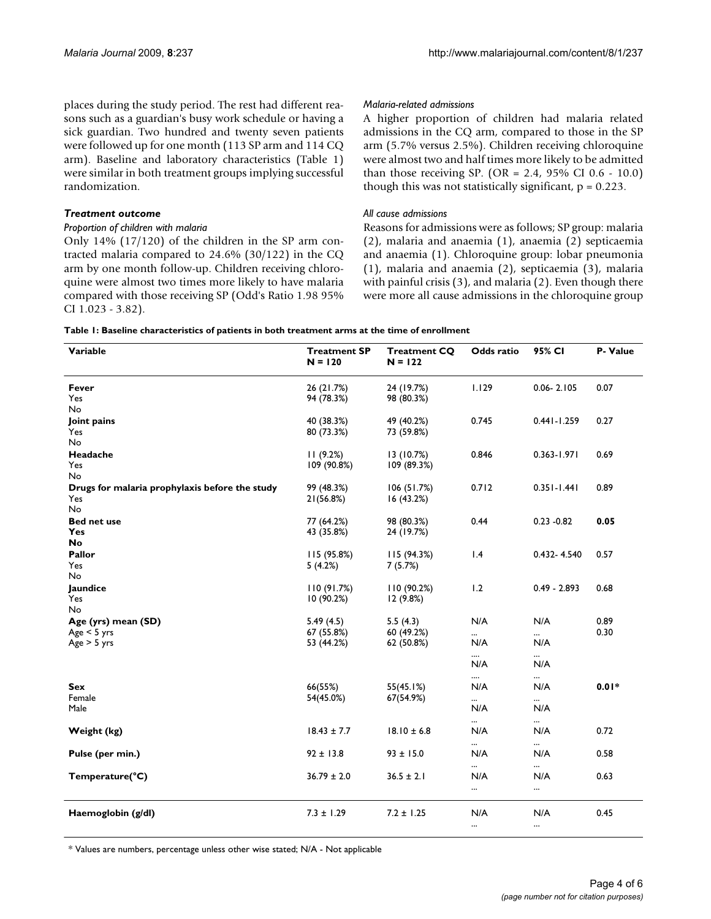places during the study period. The rest had different reasons such as a guardian's busy work schedule or having a sick guardian. Two hundred and twenty seven patients were followed up for one month (113 SP arm and 114 CQ arm). Baseline and laboratory characteristics (Table 1) were similar in both treatment groups implying successful randomization.

### Treatment outcome

#### *Proportion of children with malaria*

Only 14% (17/120) of the children in the SP arm contracted malaria compared to 24.6% (30/122) in the CQ arm by one month follow-up. Children receiving chloroquine were almost two times more likely to have malaria compared with those receiving SP (Odd's Ratio 1.98 95% CI 1.023 - 3.82).

#### *Malaria-related admissions*

A higher proportion of children had malaria related admissions in the CQ arm, compared to those in the SP arm (5.7% versus 2.5%). Children receiving chloroquine were almost two and half times more likely to be admitted than those receiving SP. (OR = 2.4, 95% CI 0.6 - 10.0) though this was not statistically significant, p = 0.223.

#### *All cause admissions*

Reasons for admissions were as follows; SP group: malaria (2), malaria and anaemia (1), anaemia (2) septicaemia and anaemia (1). Chloroquine group: lobar pneumonia (1), malaria and anaemia (2), septicaemia (3), malaria with painful crisis (3), and malaria (2). Even though there were more all cause admissions in the chloroquine group

**Table 1: Baseline characteristics of patients in both treatment arms at the time of enrollment**

| Variable | Treatment SP N = 120 | Treatment CQ N = 122 | Odds ratio | 95% CI | P- Value |
|---|---|---|---|---|---|
| **Fever** | | | 1.129 | 0.06- 2.105 | 0.07 |
| Yes | 26 (21.7%) | 24 (19.7%) | | | |
| No | 94 (78.3%) | 98 (80.3%) | | | |
| **Joint pains** | | | 0.745 | 0.441-1.259 | 0.27 |
| Yes | 40 (38.3%) | 49 (40.2%) | | | |
| No | 80 (73.3%) | 73 (59.8%) | | | |
| **Headache** | | | 0.846 | 0.363-1.971 | 0.69 |
| Yes | 11 (9.2%) | 13 (10.7%) | | | |
| No | 109 (90.8%) | 109 (89.3%) | | | |
| **Drugs for malaria prophylaxis before the study** | | | 0.712 | 0.351-1.441 | 0.89 |
| Yes | 99 (48.3%) | 106 (51.7%) | | | |
| No | 21(56.8%) | 16 (43.2%) | | | |
| **Bed net use** | | | 0.44 | 0.23 -0.82 | **0.05** |
| **Yes** | 77 (64.2%) | 98 (80.3%) | | | |
| **No** | 43 (35.8%) | 24 (19.7%) | | | |
| **Pallor** | | | 1.4 | 0.432- 4.540 | 0.57 |
| Yes | 115 (95.8%) | 115 (94.3%) | | | |
| No | 5 (4.2%) | 7 (5.7%) | | | |
| **Jaundice** | | | 1.2 | 0.49 - 2.893 | 0.68 |
| Yes | 110 (91.7%) | 110 (90.2%) | | | |
| No | 10 (90.2%) | 12 (9.8%) | | | |
| **Age (yrs) mean (SD)** | 5.49 (4.5) | 5.5 (4.3) | N/A | N/A | 0.89 |
| Age < 5 yrs | 67 (55.8%) | 60 (49.2%) | ... | ... | 0.30 |
| Age > 5 yrs | 53 (44.2%) | 62 (50.8%) | N/A | N/A | |
| | | | .... | ... | |
| | | | N/A | N/A | |
| | | | .... | ... | |
| **Sex** | 66(55%) | 55(45.1%) | N/A | N/A | **0.01*** |
| Female | 54(45.0%) | 67(54.9%) | ... | ... | |
| Male | | | N/A | N/A | |
| | | | ... | ... | |
| **Weight (kg)** | 18.43 ± 7.7 | 18.10 ± 6.8 | N/A | N/A | 0.72 |
| | | | ... | ... | |
| **Pulse (per min.)** | 92 ± 13.8 | 93 ± 15.0 | N/A | N/A | 0.58 |
| | | | ... | ... | |
| **Temperature(°C)** | 36.79 ± 2.0 | 36.5 ± 2.1 | N/A | N/A | 0.63 |
| | | | ... | ... | |
| **Haemoglobin (g/dl)** | 7.3 ± 1.29 | 7.2 ± 1.25 | N/A | N/A | 0.45 |
| | | | ... | ... | |

\* Values are numbers, percentage unless other wise stated; N/A - Not applicable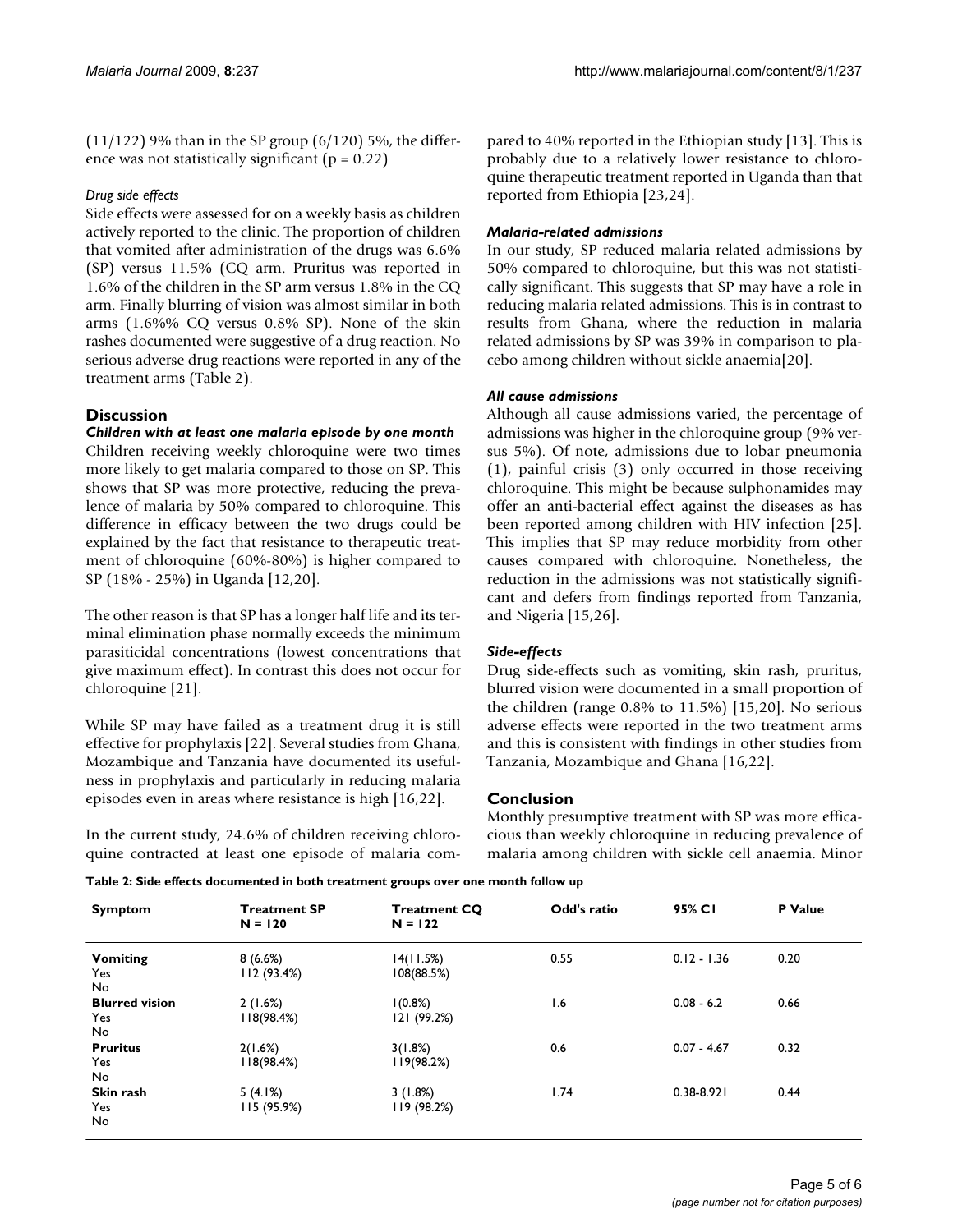(11/122) 9% than in the SP group (6/120) 5%, the difference was not statistically significant (p = 0.22)

*Drug side effects*

Side effects were assessed for on a weekly basis as children actively reported to the clinic. The proportion of children that vomited after administration of the drugs was 6.6% (SP) versus 11.5% (CQ arm. Pruritus was reported in 1.6% of the children in the SP arm versus 1.8% in the CQ arm. Finally blurring of vision was almost similar in both arms (1.6%% CQ versus 0.8% SP). None of the skin rashes documented were suggestive of a drug reaction. No serious adverse drug reactions were reported in any of the treatment arms (Table 2).

## Discussion

### *Children with at least one malaria episode by one month*

Children receiving weekly chloroquine were two times more likely to get malaria compared to those on SP. This shows that SP was more protective, reducing the prevalence of malaria by 50% compared to chloroquine. This difference in efficacy between the two drugs could be explained by the fact that resistance to therapeutic treatment of chloroquine (60%-80%) is higher compared to SP (18% - 25%) in Uganda [12,20].

The other reason is that SP has a longer half life and its terminal elimination phase normally exceeds the minimum parasiticidal concentrations (lowest concentrations that give maximum effect). In contrast this does not occur for chloroquine [21].

While SP may have failed as a treatment drug it is still effective for prophylaxis [22]. Several studies from Ghana, Mozambique and Tanzania have documented its usefulness in prophylaxis and particularly in reducing malaria episodes even in areas where resistance is high [16,22].

In the current study, 24.6% of children receiving chloroquine contracted at least one episode of malaria compared to 40% reported in the Ethiopian study [13]. This is probably due to a relatively lower resistance to chloroquine therapeutic treatment reported in Uganda than that reported from Ethiopia [23,24].

### *Malaria-related admissions*

In our study, SP reduced malaria related admissions by 50% compared to chloroquine, but this was not statistically significant. This suggests that SP may have a role in reducing malaria related admissions. This is in contrast to results from Ghana, where the reduction in malaria related admissions by SP was 39% in comparison to placebo among children without sickle anaemia[20].

### *All cause admissions*

Although all cause admissions varied, the percentage of admissions was higher in the chloroquine group (9% versus 5%). Of note, admissions due to lobar pneumonia (1), painful crisis (3) only occurred in those receiving chloroquine. This might be because sulphonamides may offer an anti-bacterial effect against the diseases as has been reported among children with HIV infection [25]. This implies that SP may reduce morbidity from other causes compared with chloroquine. Nonetheless, the reduction in the admissions was not statistically significant and defers from findings reported from Tanzania, and Nigeria [15,26].

### *Side-effects*

Drug side-effects such as vomiting, skin rash, pruritus, blurred vision were documented in a small proportion of the children (range 0.8% to 11.5%) [15,20]. No serious adverse effects were reported in the two treatment arms and this is consistent with findings in other studies from Tanzania, Mozambique and Ghana [16,22].

## Conclusion

Monthly presumptive treatment with SP was more efficacious than weekly chloroquine in reducing prevalence of malaria among children with sickle cell anaemia. Minor

**Table 2: Side effects documented in both treatment groups over one month follow up**

| Symptom | Treatment SP N = 120 | Treatment CQ N = 122 | Odd's ratio | 95% CI | P Value |
|---|---|---|---|---|---|
| **Vomiting** | | | | | |
| Yes | 8 (6.6%) | 14(11.5%) | 0.55 | 0.12 - 1.36 | 0.20 |
| No | 112 (93.4%) | 108(88.5%) | | | |
| **Blurred vision** | | | | | |
| Yes | 2 (1.6%) | 1(0.8%) | 1.6 | 0.08 - 6.2 | 0.66 |
| No | 118(98.4%) | 121 (99.2%) | | | |
| **Pruritus** | | | | | |
| Yes | 2(1.6%) | 3(1.8%) | 0.6 | 0.07 - 4.67 | 0.32 |
| No | 118(98.4%) | 119(98.2%) | | | |
| **Skin rash** | | | | | |
| Yes | 5 (4.1%) | 3 (1.8%) | 1.74 | 0.38-8.921 | 0.44 |
| No | 115 (95.9%) | 119 (98.2%) | | | |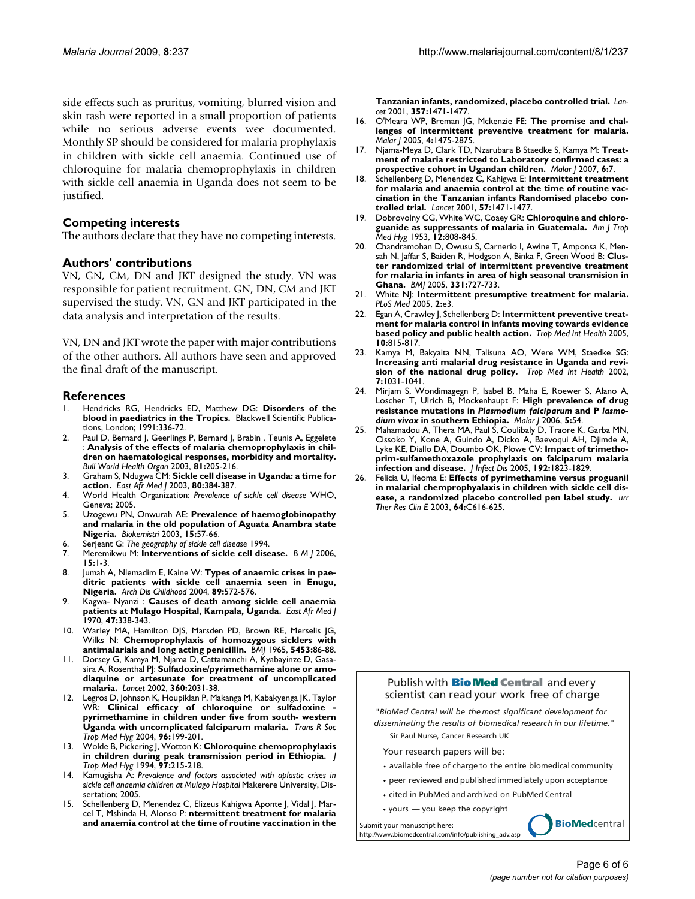side effects such as pruritus, vomiting, blurred vision and skin rash were reported in a small proportion of patients while no serious adverse events wee documented. Monthly SP should be considered for malaria prophylaxis in children with sickle cell anaemia. Continued use of chloroquine for malaria chemoprophylaxis in children with sickle cell anaemia in Uganda does not seem to be justified.

## Competing interests

The authors declare that they have no competing interests.

## Authors' contributions

VN, GN, CM, DN and JKT designed the study. VN was responsible for patient recruitment. GN, DN, CM and JKT supervised the study. VN, GN and JKT participated in the data analysis and interpretation of the results.

VN, DN and JKT wrote the paper with major contributions of the other authors. All authors have seen and approved the final draft of the manuscript.

## References

1. Hendricks RG, Hendricks ED, Matthew DG: **Disorders of the blood in paediatrics in the Tropics.** Blackwell Scientific Publications, London; 1991:336-72.
2. Paul D, Bernard J, Geerlings P, Bernard J, Brabin , Teunis A, Eggelete : **Analysis of the effects of malaria chemoprophylaxis in children on haematological responses, morbidity and mortality.** *Bull World Health Organ* 2003, **81:**205-216.
3. Graham S, Ndugwa CM: **Sickle cell disease in Uganda: a time for action.** *East Afr Med J* 2003, **80:**384-387.
4. World Health Organization: *Prevalence of sickle cell disease* WHO, Geneva; 2005.
5. Uzogewu PN, Onwurah AE: **Prevalence of haemoglobinopathy and malaria in the old population of Aguata Anambra state Nigeria.** *Biokemistri* 2003, **15:**57-66.
6. Serjeant G: *The geography of sickle cell disease* 1994.
7. Meremikwu M: **Interventions of sickle cell disease.** *B M J* 2006, **15:**1-3.
8. Jumah A, Nlemadim E, Kaine W: **Types of anaemic crises in paeditric patients with sickle cell anaemia seen in Enugu, Nigeria.** *Arch Dis Childhood* 2004, **89:**572-576.
9. Kagwa- Nyanzi : **Causes of death among sickle cell anaemia patients at Mulago Hospital, Kampala, Uganda.** *East Afr Med J* 1970, **47:**338-343.
10. Warley MA, Hamilton DJS, Marsden PD, Brown RE, Merselis JG, Wilks N: **Chemoprophylaxis of homozygous sicklers with antimalarials and long acting penicillin.** *BMJ* 1965, **5453:**86-88.
11. Dorsey G, Kamya M, Njama D, Cattamanchi A, Kyabayinze D, Gasasira A, Rosenthal PJ: **Sulfadoxine/pyrimethamine alone or amodiaquine or artesunate for treatment of uncomplicated malaria.** *Lancet* 2002, **360:**2031-38.
12. Legros D, Johnson K, Houpiklan P, Makanga M, Kabakyenga JK, Taylor WR: **Clinical efficacy of chloroquine or sulfadoxine - pyrimethamine in children under five from south- western Uganda with uncomplicated falciparum malaria.** *Trans R Soc Trop Med Hyg* 2004, **96:**199-201.
13. Wolde B, Pickering J, Wotton K: **Chloroquine chemoprophylaxis in children during peak transmission period in Ethiopia.** *J Trop Med Hyg* 1994, **97:**215-218.
14. Kamugisha A: *Prevalence and factors associated with aplastic crises in sickle cell anaemia children at Mulago Hospital* Makerere University, Dissertation; 2005.
15. Schellenberg D, Menendez C, Elizeus Kahigwa Aponte J, Vidal J, Marcel T, Mshinda H, Alonso P: **ntermittent treatment for malaria and anaemia control at the time of routine vaccination in the Tanzanian infants, randomized, placebo controlled trial.** *Lancet* 2001, **357:**1471-1477.
16. O'Meara WP, Breman JG, Mckenzie FE: **The promise and challenges of intermittent preventive treatment for malaria.** *Malar J* 2005, **4:**1475-2875.
17. Njama-Meya D, Clark TD, Nzarubara B Staedke S, Kamya M: **Treatment of malaria restricted to Laboratory confirmed cases: a prospective cohort in Ugandan children.** *Malar J* 2007, **6:**7.
18. Schellenberg D, Menendez C, Kahigwa E: **Intermittent treatment for malaria and anaemia control at the time of routine vaccination in the Tanzanian infants Randomised placebo controlled trial.** *Lancet* 2001, **57:**1471-1477.
19. Dobrovolny CG, White WC, Coaey GR: **Chloroquine and chloroguanide as suppressants of malaria in Guatemala.** *Am J Trop Med Hyg* 1953, **12:**808-845.
20. Chandramohan D, Owusu S, Carnerio I, Awine T, Amponsa K, Mensah N, Jaffar S, Baiden R, Hodgson A, Binka F, Green Wood B: **Cluster randomized trial of intermittent preventive treatment for malaria in infants in area of high seasonal transmision in Ghana.** *BMJ* 2005, **331:**727-733.
21. White NJ: **Intermittent presumptive treatment for malaria.** *PLoS Med* 2005, **2:**e3.
22. Egan A, Crawley J, Schellenberg D: **Intermittent preventive treatment for malaria control in infants moving towards evidence based policy and public health action.** *Trop Med Int Health* 2005, **10:**815-817.
23. Kamya M, Bakyaita NN, Talisuna AO, Were WM, Staedke SG: **Increasing anti malarial drug resistance in Uganda and revision of the national drug policy.** *Trop Med Int Health* 2002, **7:**1031-1041.
24. Mirjam S, Wondimagegn P, Isabel B, Maha E, Roewer S, Alano A, Loscher T, Ulrich B, Mockenhaupt F: **High prevalence of drug resistance mutations in *Plasmodium falciparum* and P *lasmodium vivax* in southern Ethiopia.** *Malar J* 2006, **5:**54.
25. Mahamadou A, Thera MA, Paul S, Coulibaly D, Traore K, Garba MN, Cissoko Y, Kone A, Guindo A, Dicko A, Baevoqui AH, Djimde A, Lyke KE, Diallo DA, Doumbo OK, Plowe CV: **Impact of trimethoprim-sulfamethoxazole prophylaxis on falciparum malaria infection and disease.** *J Infect Dis* 2005, **192:**1823-1829.
26. Felicia U, Ifeoma E: **Effects of pyrimethamine versus proguanil in malarial chemprophyalaxis in children with sickle cell disease, a randomized placebo controlled pen label study.** *urr Ther Res Clin E* 2003, **64:**C616-625.